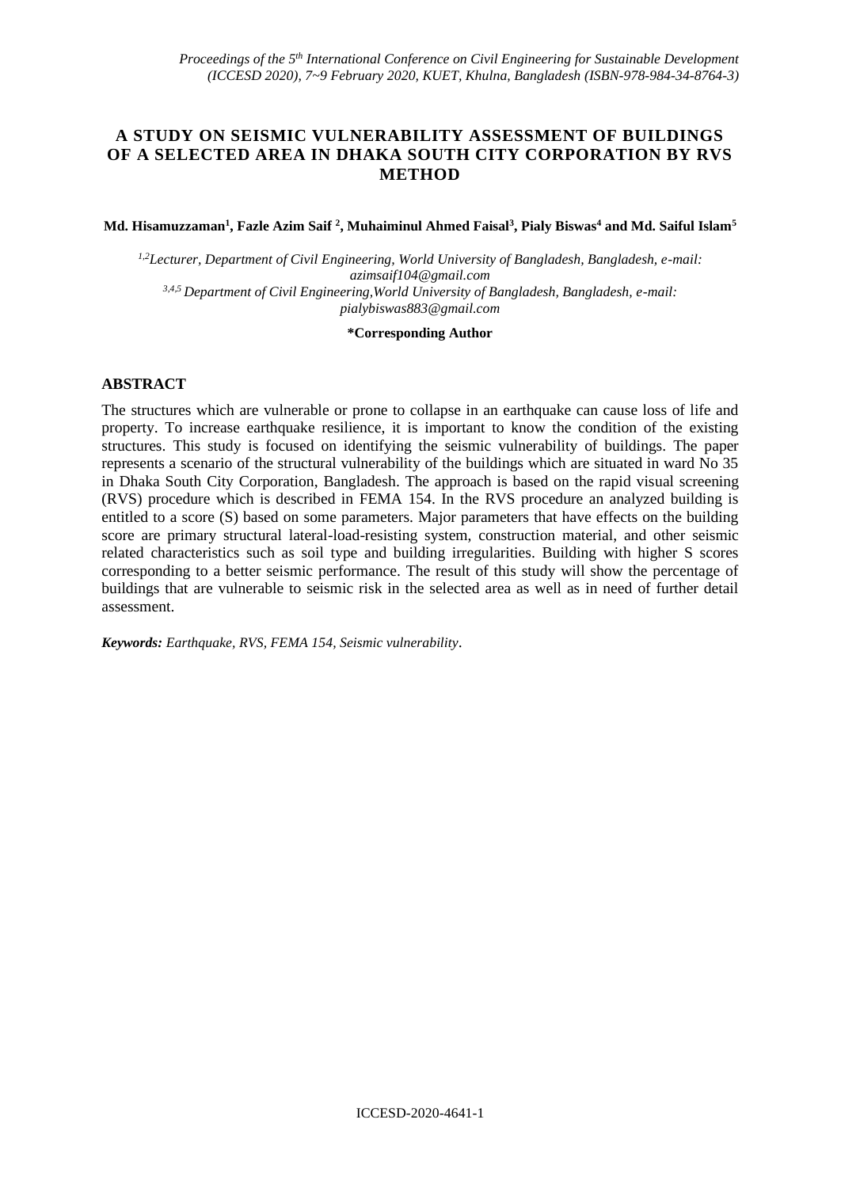# A STUDY ON SEISMIC VULNERABILITY ASSESSMENT OF BUILDINGS OF A SELECTED AREA IN DHAKA SOUTH CITY CORPORATION BY RVS METHOD

**Md. Hisamuzzaman[1], Fazle Azim Saif [2], Muhaiminul Ahmed Faisal[3], Pialy Biswas[4] and Md. Saiful Islam[5]**

*[1,2]Lecturer, Department of Civil Engineering, World University of Bangladesh, Bangladesh, e-mail: azimsaif104@gmail.com*
*[3,4,5] Department of Civil Engineering,World University of Bangladesh, Bangladesh, e-mail: pialybiswas883@gmail.com*

**\*Corresponding Author**

## ABSTRACT

The structures which are vulnerable or prone to collapse in an earthquake can cause loss of life and property. To increase earthquake resilience, it is important to know the condition of the existing structures. This study is focused on identifying the seismic vulnerability of buildings. The paper represents a scenario of the structural vulnerability of the buildings which are situated in ward No 35 in Dhaka South City Corporation, Bangladesh. The approach is based on the rapid visual screening (RVS) procedure which is described in FEMA 154. In the RVS procedure an analyzed building is entitled to a score (S) based on some parameters. Major parameters that have effects on the building score are primary structural lateral-load-resisting system, construction material, and other seismic related characteristics such as soil type and building irregularities. Building with higher S scores corresponding to a better seismic performance. The result of this study will show the percentage of buildings that are vulnerable to seismic risk in the selected area as well as in need of further detail assessment.

***Keywords:*** *Earthquake, RVS, FEMA 154, Seismic vulnerability*.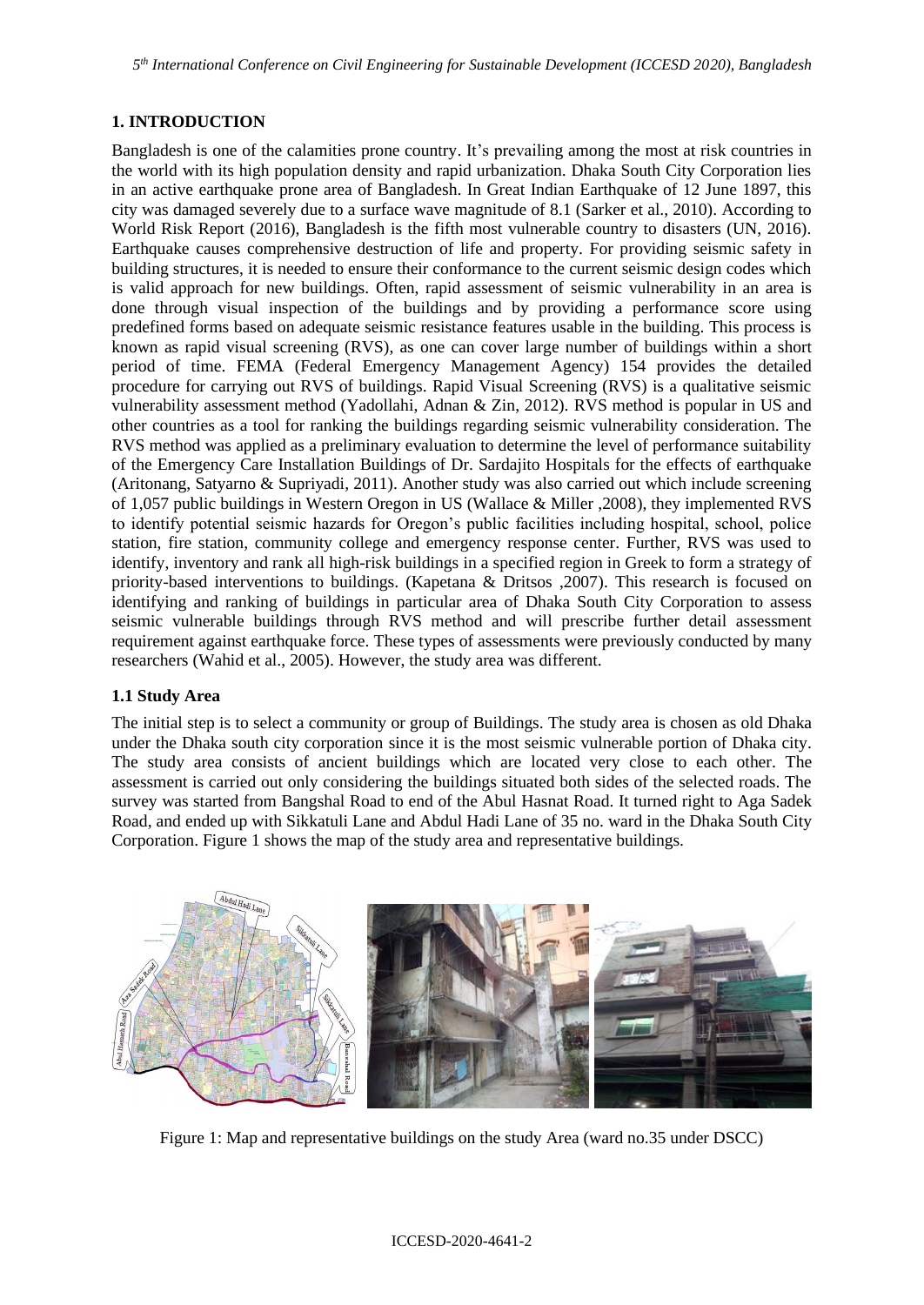## 1. INTRODUCTION

Bangladesh is one of the calamities prone country. It's prevailing among the most at risk countries in the world with its high population density and rapid urbanization. Dhaka South City Corporation lies in an active earthquake prone area of Bangladesh. In Great Indian Earthquake of 12 June 1897, this city was damaged severely due to a surface wave magnitude of 8.1 (Sarker et al., 2010). According to World Risk Report (2016), Bangladesh is the fifth most vulnerable country to disasters (UN, 2016). Earthquake causes comprehensive destruction of life and property. For providing seismic safety in building structures, it is needed to ensure their conformance to the current seismic design codes which is valid approach for new buildings. Often, rapid assessment of seismic vulnerability in an area is done through visual inspection of the buildings and by providing a performance score using predefined forms based on adequate seismic resistance features usable in the building. This process is known as rapid visual screening (RVS), as one can cover large number of buildings within a short period of time. FEMA (Federal Emergency Management Agency) 154 provides the detailed procedure for carrying out RVS of buildings. Rapid Visual Screening (RVS) is a qualitative seismic vulnerability assessment method (Yadollahi, Adnan & Zin, 2012). RVS method is popular in US and other countries as a tool for ranking the buildings regarding seismic vulnerability consideration. The RVS method was applied as a preliminary evaluation to determine the level of performance suitability of the Emergency Care Installation Buildings of Dr. Sardajito Hospitals for the effects of earthquake (Aritonang, Satyarno & Supriyadi, 2011). Another study was also carried out which include screening of 1,057 public buildings in Western Oregon in US (Wallace & Miller ,2008), they implemented RVS to identify potential seismic hazards for Oregon's public facilities including hospital, school, police station, fire station, community college and emergency response center. Further, RVS was used to identify, inventory and rank all high-risk buildings in a specified region in Greek to form a strategy of priority-based interventions to buildings. (Kapetana & Dritsos ,2007). This research is focused on identifying and ranking of buildings in particular area of Dhaka South City Corporation to assess seismic vulnerable buildings through RVS method and will prescribe further detail assessment requirement against earthquake force. These types of assessments were previously conducted by many researchers (Wahid et al., 2005). However, the study area was different.

### 1.1 Study Area

The initial step is to select a community or group of Buildings. The study area is chosen as old Dhaka under the Dhaka south city corporation since it is the most seismic vulnerable portion of Dhaka city. The study area consists of ancient buildings which are located very close to each other. The assessment is carried out only considering the buildings situated both sides of the selected roads. The survey was started from Bangshal Road to end of the Abul Hasnat Road. It turned right to Aga Sadek Road, and ended up with Sikkatuli Lane and Abdul Hadi Lane of 35 no. ward in the Dhaka South City Corporation. Figure 1 shows the map of the study area and representative buildings.

Figure 1: Map and representative buildings on the study Area (ward no.35 under DSCC)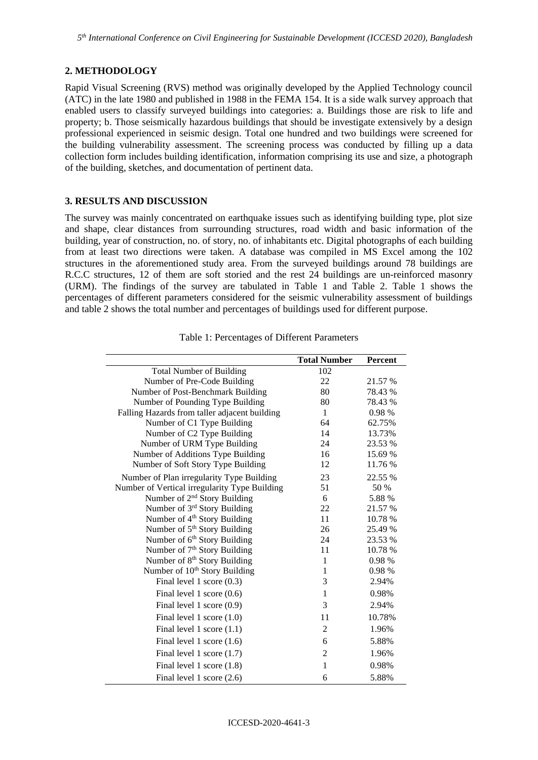## 2. METHODOLOGY

Rapid Visual Screening (RVS) method was originally developed by the Applied Technology council (ATC) in the late 1980 and published in 1988 in the FEMA 154. It is a side walk survey approach that enabled users to classify surveyed buildings into categories: a. Buildings those are risk to life and property; b. Those seismically hazardous buildings that should be investigate extensively by a design professional experienced in seismic design. Total one hundred and two buildings were screened for the building vulnerability assessment. The screening process was conducted by filling up a data collection form includes building identification, information comprising its use and size, a photograph of the building, sketches, and documentation of pertinent data.

## 3. RESULTS AND DISCUSSION

The survey was mainly concentrated on earthquake issues such as identifying building type, plot size and shape, clear distances from surrounding structures, road width and basic information of the building, year of construction, no. of story, no. of inhabitants etc. Digital photographs of each building from at least two directions were taken. A database was compiled in MS Excel among the 102 structures in the aforementioned study area. From the surveyed buildings around 78 buildings are R.C.C structures, 12 of them are soft storied and the rest 24 buildings are un-reinforced masonry (URM). The findings of the survey are tabulated in Table 1 and Table 2. Table 1 shows the percentages of different parameters considered for the seismic vulnerability assessment of buildings and table 2 shows the total number and percentages of buildings used for different purpose.

Table 1: Percentages of Different Parameters

| | Total Number | Percent |
|---|---|---|
| Total Number of Building | 102 | |
| Number of Pre-Code Building | 22 | 21.57 % |
| Number of Post-Benchmark Building | 80 | 78.43 % |
| Number of Pounding Type Building | 80 | 78.43 % |
| Falling Hazards from taller adjacent building | 1 | 0.98 % |
| Number of C1 Type Building | 64 | 62.75% |
| Number of C2 Type Building | 14 | 13.73% |
| Number of URM Type Building | 24 | 23.53 % |
| Number of Additions Type Building | 16 | 15.69 % |
| Number of Soft Story Type Building | 12 | 11.76 % |
| Number of Plan irregularity Type Building | 23 | 22.55 % |
| Number of Vertical irregularity Type Building | 51 | 50 % |
| Number of 2nd Story Building | 6 | 5.88 % |
| Number of 3rd Story Building | 22 | 21.57 % |
| Number of 4th Story Building | 11 | 10.78 % |
| Number of 5th Story Building | 26 | 25.49 % |
| Number of 6th Story Building | 24 | 23.53 % |
| Number of 7th Story Building | 11 | 10.78 % |
| Number of 8th Story Building | 1 | 0.98 % |
| Number of 10th Story Building | 1 | 0.98 % |
| Final level 1 score (0.3) | 3 | 2.94% |
| Final level 1 score (0.6) | 1 | 0.98% |
| Final level 1 score (0.9) | 3 | 2.94% |
| Final level 1 score (1.0) | 11 | 10.78% |
| Final level 1 score (1.1) | 2 | 1.96% |
| Final level 1 score (1.6) | 6 | 5.88% |
| Final level 1 score (1.7) | 2 | 1.96% |
| Final level 1 score (1.8) | 1 | 0.98% |
| Final level 1 score (2.6) | 6 | 5.88% |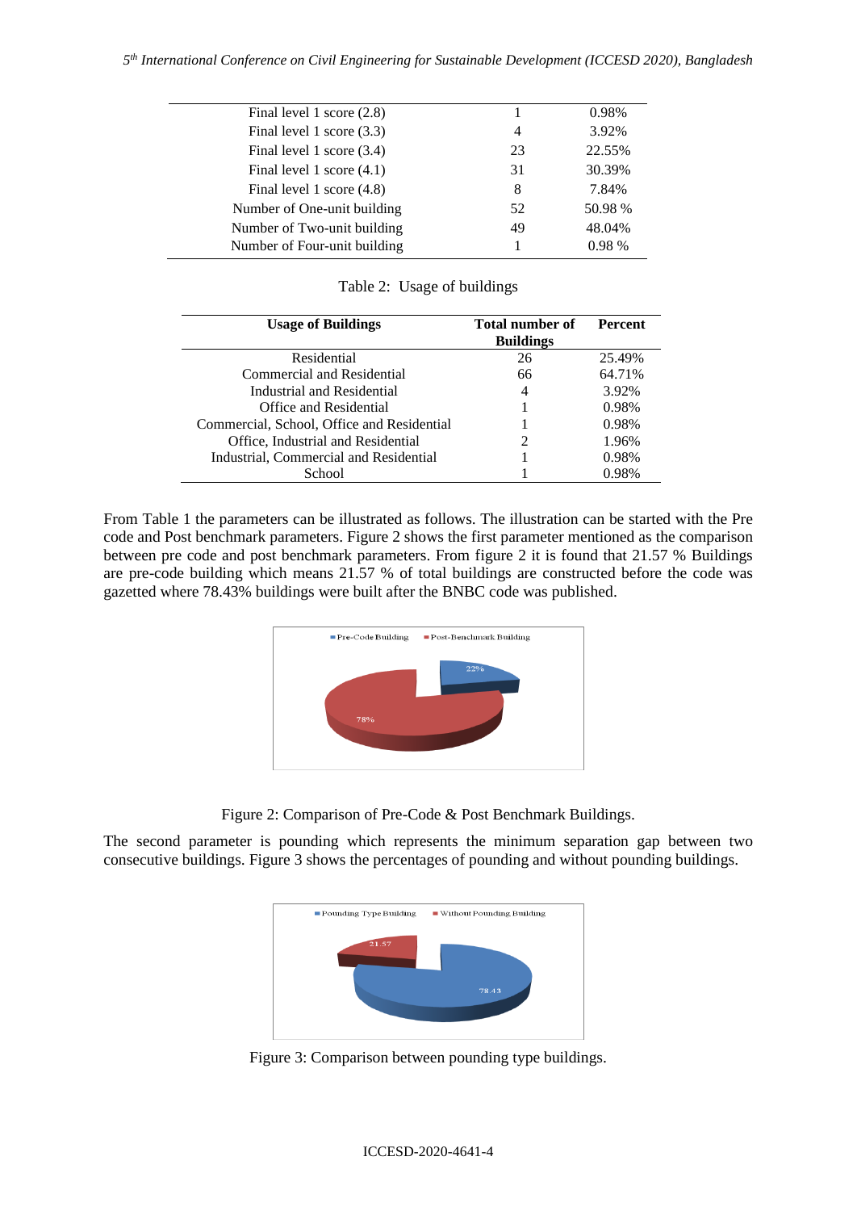| | | |
|---|---|---|
| Final level 1 score (2.8) | 1 | 0.98% |
| Final level 1 score (3.3) | 4 | 3.92% |
| Final level 1 score (3.4) | 23 | 22.55% |
| Final level 1 score (4.1) | 31 | 30.39% |
| Final level 1 score (4.8) | 8 | 7.84% |
| Number of One-unit building | 52 | 50.98 % |
| Number of Two-unit building | 49 | 48.04% |
| Number of Four-unit building | 1 | 0.98 % |

Table 2: Usage of buildings

| Usage of Buildings | Total number of Buildings | Percent |
|---|---|---|
| Residential | 26 | 25.49% |
| Commercial and Residential | 66 | 64.71% |
| Industrial and Residential | 4 | 3.92% |
| Office and Residential | 1 | 0.98% |
| Commercial, School, Office and Residential | 1 | 0.98% |
| Office, Industrial and Residential | 2 | 1.96% |
| Industrial, Commercial and Residential | 1 | 0.98% |
| School | 1 | 0.98% |

From Table 1 the parameters can be illustrated as follows. The illustration can be started with the Pre code and Post benchmark parameters. Figure 2 shows the first parameter mentioned as the comparison between pre code and post benchmark parameters. From figure 2 it is found that 21.57 % Buildings are pre-code building which means 21.57 % of total buildings are constructed before the code was gazetted where 78.43% buildings were built after the BNBC code was published.

Figure 2: Comparison of Pre-Code & Post Benchmark Buildings.

The second parameter is pounding which represents the minimum separation gap between two consecutive buildings. Figure 3 shows the percentages of pounding and without pounding buildings.

Figure 3: Comparison between pounding type buildings.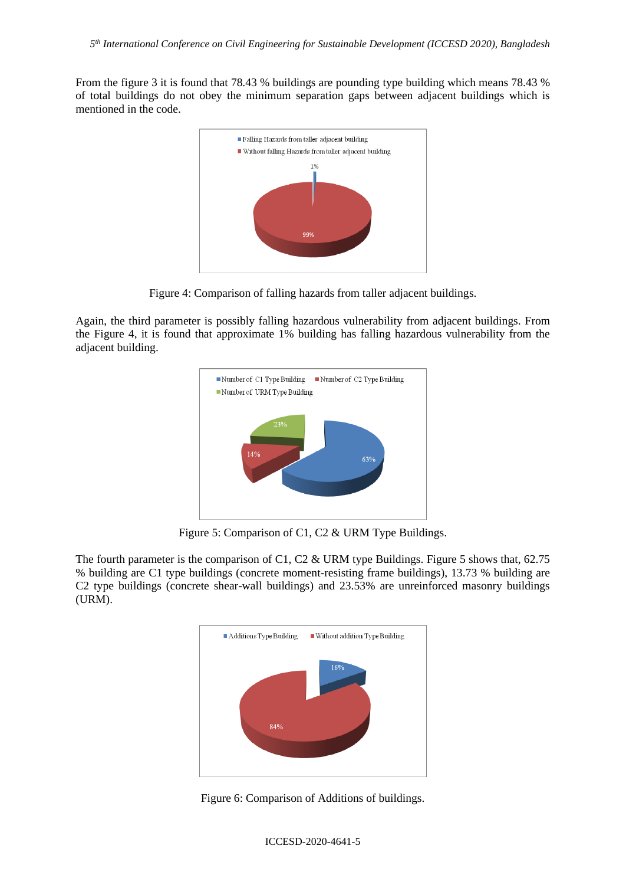From the figure 3 it is found that 78.43 % buildings are pounding type building which means 78.43 % of total buildings do not obey the minimum separation gaps between adjacent buildings which is mentioned in the code.

Figure 4: Comparison of falling hazards from taller adjacent buildings.

Again, the third parameter is possibly falling hazardous vulnerability from adjacent buildings. From the Figure 4, it is found that approximate 1% building has falling hazardous vulnerability from the adjacent building.

Figure 5: Comparison of C1, C2 & URM Type Buildings.

The fourth parameter is the comparison of C1, C2 & URM type Buildings. Figure 5 shows that, 62.75 % building are C1 type buildings (concrete moment-resisting frame buildings), 13.73 % building are C2 type buildings (concrete shear-wall buildings) and 23.53% are unreinforced masonry buildings (URM).

Figure 6: Comparison of Additions of buildings.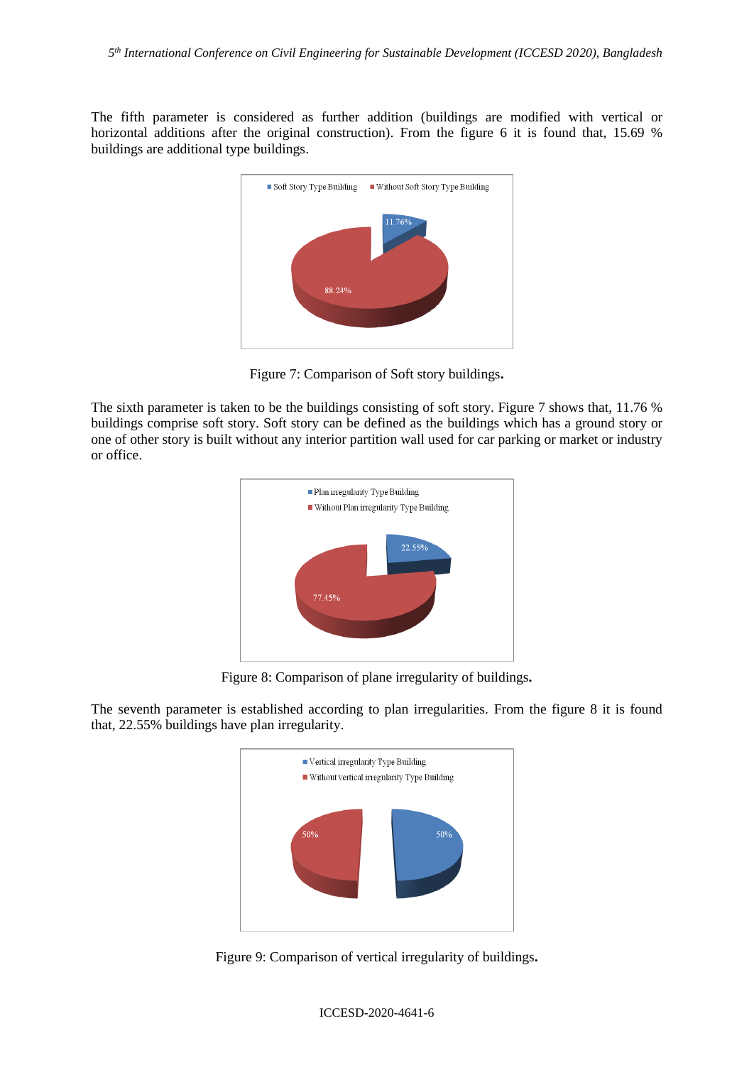The fifth parameter is considered as further addition (buildings are modified with vertical or horizontal additions after the original construction). From the figure 6 it is found that, 15.69 % buildings are additional type buildings.

Figure 7: Comparison of Soft story buildings**.**

The sixth parameter is taken to be the buildings consisting of soft story. Figure 7 shows that, 11.76 % buildings comprise soft story. Soft story can be defined as the buildings which has a ground story or one of other story is built without any interior partition wall used for car parking or market or industry or office.

Figure 8: Comparison of plane irregularity of buildings**.**

The seventh parameter is established according to plan irregularities. From the figure 8 it is found that, 22.55% buildings have plan irregularity.

Figure 9: Comparison of vertical irregularity of buildings**.**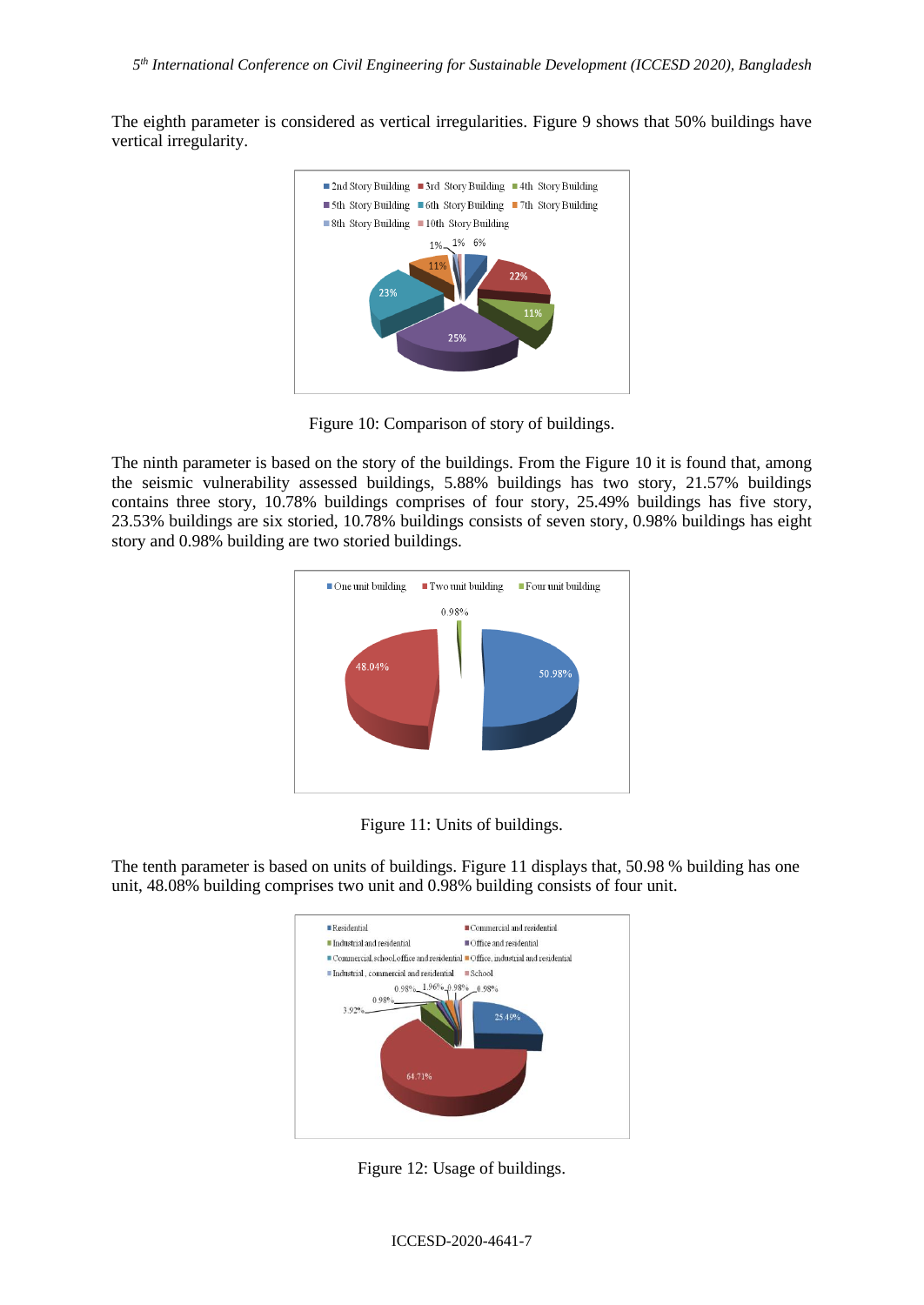The eighth parameter is considered as vertical irregularities. Figure 9 shows that 50% buildings have vertical irregularity.

Figure 10: Comparison of story of buildings.

The ninth parameter is based on the story of the buildings. From the Figure 10 it is found that, among the seismic vulnerability assessed buildings, 5.88% buildings has two story, 21.57% buildings contains three story, 10.78% buildings comprises of four story, 25.49% buildings has five story, 23.53% buildings are six storied, 10.78% buildings consists of seven story, 0.98% buildings has eight story and 0.98% building are two storied buildings.

Figure 11: Units of buildings.

The tenth parameter is based on units of buildings. Figure 11 displays that, 50.98 % building has one unit, 48.08% building comprises two unit and 0.98% building consists of four unit.

Figure 12: Usage of buildings.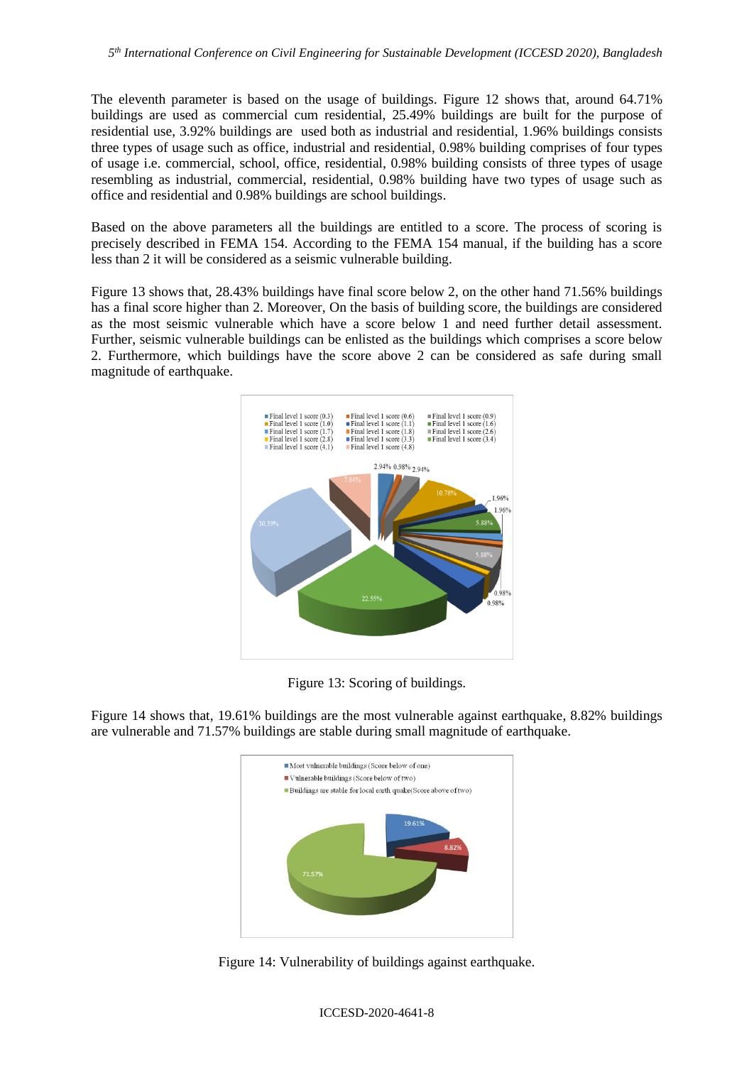The eleventh parameter is based on the usage of buildings. Figure 12 shows that, around 64.71% buildings are used as commercial cum residential, 25.49% buildings are built for the purpose of residential use, 3.92% buildings are used both as industrial and residential, 1.96% buildings consists three types of usage such as office, industrial and residential, 0.98% building comprises of four types of usage i.e. commercial, school, office, residential, 0.98% building consists of three types of usage resembling as industrial, commercial, residential, 0.98% building have two types of usage such as office and residential and 0.98% buildings are school buildings.

Based on the above parameters all the buildings are entitled to a score. The process of scoring is precisely described in FEMA 154. According to the FEMA 154 manual, if the building has a score less than 2 it will be considered as a seismic vulnerable building.

Figure 13 shows that, 28.43% buildings have final score below 2, on the other hand 71.56% buildings has a final score higher than 2. Moreover, On the basis of building score, the buildings are considered as the most seismic vulnerable which have a score below 1 and need further detail assessment. Further, seismic vulnerable buildings can be enlisted as the buildings which comprises a score below 2. Furthermore, which buildings have the score above 2 can be considered as safe during small magnitude of earthquake.

Figure 13: Scoring of buildings.

Figure 14 shows that, 19.61% buildings are the most vulnerable against earthquake, 8.82% buildings are vulnerable and 71.57% buildings are stable during small magnitude of earthquake.

Figure 14: Vulnerability of buildings against earthquake.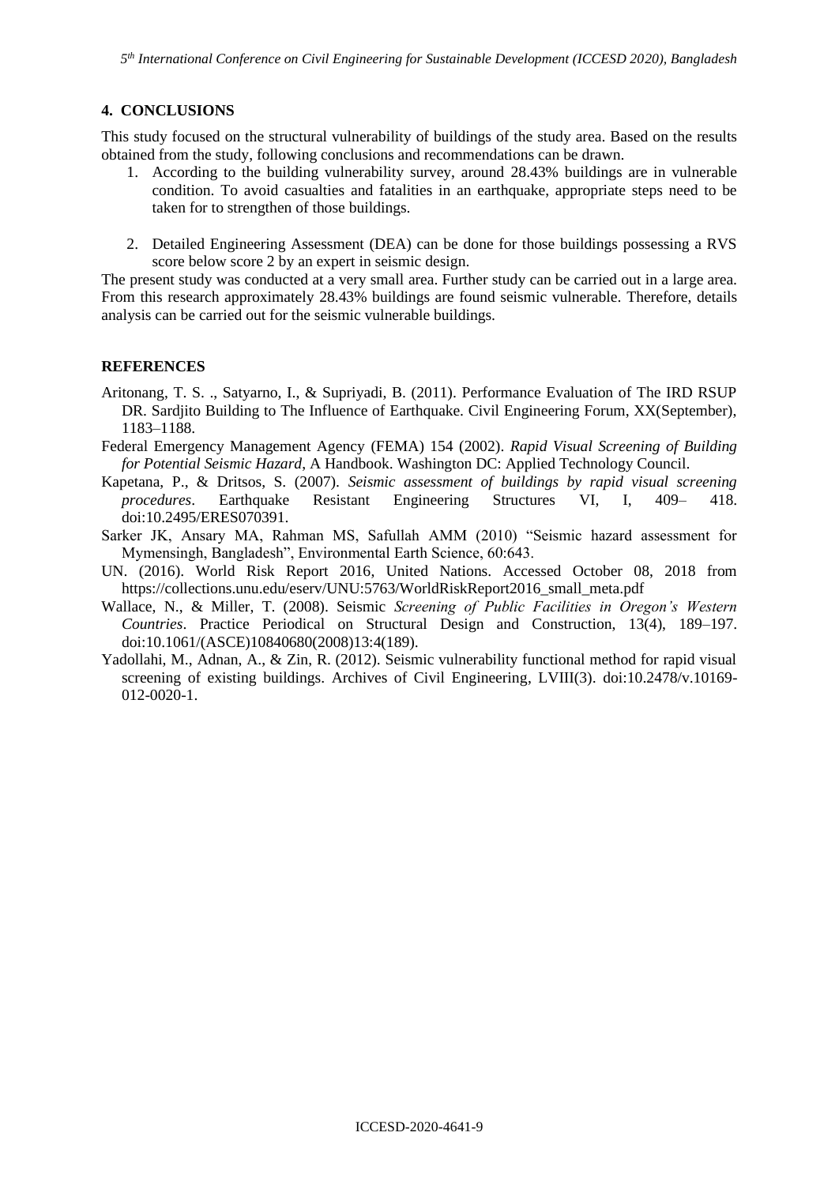## 4. CONCLUSIONS

This study focused on the structural vulnerability of buildings of the study area. Based on the results obtained from the study, following conclusions and recommendations can be drawn.

1. According to the building vulnerability survey, around 28.43% buildings are in vulnerable condition. To avoid casualties and fatalities in an earthquake, appropriate steps need to be taken for to strengthen of those buildings.

2. Detailed Engineering Assessment (DEA) can be done for those buildings possessing a RVS score below score 2 by an expert in seismic design.

The present study was conducted at a very small area. Further study can be carried out in a large area. From this research approximately 28.43% buildings are found seismic vulnerable. Therefore, details analysis can be carried out for the seismic vulnerable buildings.

## REFERENCES

Aritonang, T. S. ., Satyarno, I., & Supriyadi, B. (2011). Performance Evaluation of The IRD RSUP DR. Sardjito Building to The Influence of Earthquake. Civil Engineering Forum, XX(September), 1183–1188.

Federal Emergency Management Agency (FEMA) 154 (2002). *Rapid Visual Screening of Building for Potential Seismic Hazard*, A Handbook. Washington DC: Applied Technology Council.

Kapetana, P., & Dritsos, S. (2007). *Seismic assessment of buildings by rapid visual screening procedures*. Earthquake Resistant Engineering Structures VI, I, 409– 418. doi:10.2495/ERES070391.

Sarker JK, Ansary MA, Rahman MS, Safullah AMM (2010) "Seismic hazard assessment for Mymensingh, Bangladesh", Environmental Earth Science, 60:643.

UN. (2016). World Risk Report 2016, United Nations. Accessed October 08, 2018 from https://collections.unu.edu/eserv/UNU:5763/WorldRiskReport2016_small_meta.pdf

Wallace, N., & Miller, T. (2008). Seismic *Screening of Public Facilities in Oregon's Western Countries*. Practice Periodical on Structural Design and Construction, 13(4), 189–197. doi:10.1061/(ASCE)10840680(2008)13:4(189).

Yadollahi, M., Adnan, A., & Zin, R. (2012). Seismic vulnerability functional method for rapid visual screening of existing buildings. Archives of Civil Engineering, LVIII(3). doi:10.2478/v.10169-012-0020-1.